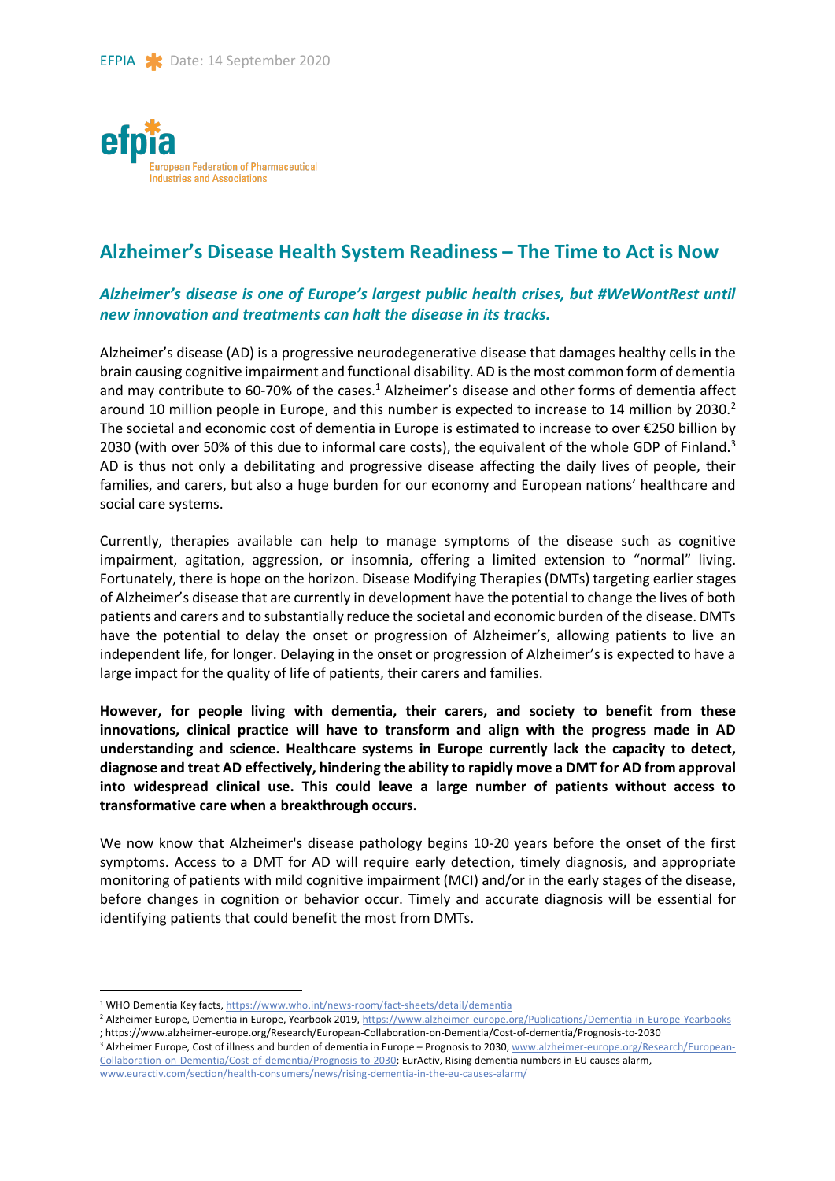# Alzheimer's Disease Health System Readiness – The Time to Act is Now

***Alzheimer's disease is one of Europe's largest public health crises, but #WeWontRest until new innovation and treatments can halt the disease in its tracks.***

Alzheimer's disease (AD) is a progressive neurodegenerative disease that damages healthy cells in the brain causing cognitive impairment and functional disability. AD is the most common form of dementia and may contribute to 60-70% of the cases.[1] Alzheimer's disease and other forms of dementia affect around 10 million people in Europe, and this number is expected to increase to 14 million by 2030.[2] The societal and economic cost of dementia in Europe is estimated to increase to over €250 billion by 2030 (with over 50% of this due to informal care costs), the equivalent of the whole GDP of Finland.[3] AD is thus not only a debilitating and progressive disease affecting the daily lives of people, their families, and carers, but also a huge burden for our economy and European nations' healthcare and social care systems.

Currently, therapies available can help to manage symptoms of the disease such as cognitive impairment, agitation, aggression, or insomnia, offering a limited extension to "normal" living. Fortunately, there is hope on the horizon. Disease Modifying Therapies (DMTs) targeting earlier stages of Alzheimer's disease that are currently in development have the potential to change the lives of both patients and carers and to substantially reduce the societal and economic burden of the disease. DMTs have the potential to delay the onset or progression of Alzheimer's, allowing patients to live an independent life, for longer. Delaying in the onset or progression of Alzheimer's is expected to have a large impact for the quality of life of patients, their carers and families.

**However, for people living with dementia, their carers, and society to benefit from these innovations, clinical practice will have to transform and align with the progress made in AD understanding and science. Healthcare systems in Europe currently lack the capacity to detect, diagnose and treat AD effectively, hindering the ability to rapidly move a DMT for AD from approval into widespread clinical use. This could leave a large number of patients without access to transformative care when a breakthrough occurs.**

We now know that Alzheimer's disease pathology begins 10-20 years before the onset of the first symptoms. Access to a DMT for AD will require early detection, timely diagnosis, and appropriate monitoring of patients with mild cognitive impairment (MCI) and/or in the early stages of the disease, before changes in cognition or behavior occur. Timely and accurate diagnosis will be essential for identifying patients that could benefit the most from DMTs.

---

[1] WHO Dementia Key facts, https://www.who.int/news-room/fact-sheets/detail/dementia

[2] Alzheimer Europe, Dementia in Europe, Yearbook 2019, https://www.alzheimer-europe.org/Publications/Dementia-in-Europe-Yearbooks ; https://www.alzheimer-europe.org/Research/European-Collaboration-on-Dementia/Cost-of-dementia/Prognosis-to-2030

[3] Alzheimer Europe, Cost of illness and burden of dementia in Europe – Prognosis to 2030, www.alzheimer-europe.org/Research/European-Collaboration-on-Dementia/Cost-of-dementia/Prognosis-to-2030; EurActiv, Rising dementia numbers in EU causes alarm, www.euractiv.com/section/health-consumers/news/rising-dementia-in-the-eu-causes-alarm/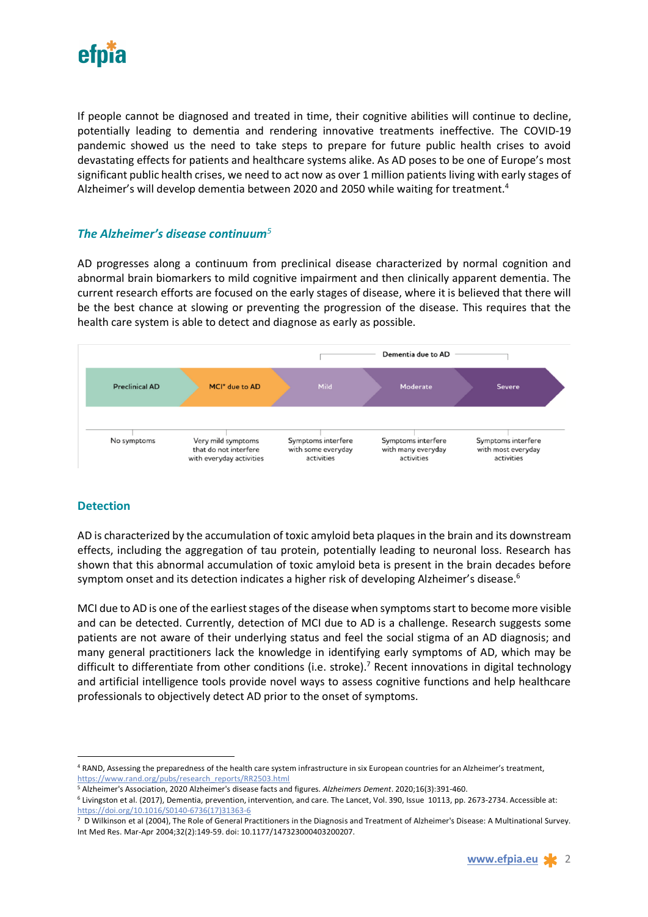If people cannot be diagnosed and treated in time, their cognitive abilities will continue to decline, potentially leading to dementia and rendering innovative treatments ineffective. The COVID-19 pandemic showed us the need to take steps to prepare for future public health crises to avoid devastating effects for patients and healthcare systems alike. As AD poses to be one of Europe's most significant public health crises, we need to act now as over 1 million patients living with early stages of Alzheimer's will develop dementia between 2020 and 2050 while waiting for treatment.[4]

### *The Alzheimer's disease continuum*[5]

AD progresses along a continuum from preclinical disease characterized by normal cognition and abnormal brain biomarkers to mild cognitive impairment and then clinically apparent dementia. The current research efforts are focused on the early stages of disease, where it is believed that there will be the best chance at slowing or preventing the progression of the disease. This requires that the health care system is able to detect and diagnose as early as possible.

| Preclinical AD | MCI* due to AD | Mild | Moderate | Severe |
|---|---|---|---|---|
| | | Dementia due to AD | | |
| No symptoms | Very mild symptoms that do not interfere with everyday activities | Symptoms interfere with some everyday activities | Symptoms interfere with many everyday activities | Symptoms interfere with most everyday activities |

## Detection

AD is characterized by the accumulation of toxic amyloid beta plaques in the brain and its downstream effects, including the aggregation of tau protein, potentially leading to neuronal loss. Research has shown that this abnormal accumulation of toxic amyloid beta is present in the brain decades before symptom onset and its detection indicates a higher risk of developing Alzheimer's disease.[6]

MCI due to AD is one of the earliest stages of the disease when symptoms start to become more visible and can be detected. Currently, detection of MCI due to AD is a challenge. Research suggests some patients are not aware of their underlying status and feel the social stigma of an AD diagnosis; and many general practitioners lack the knowledge in identifying early symptoms of AD, which may be difficult to differentiate from other conditions (i.e. stroke).[7] Recent innovations in digital technology and artificial intelligence tools provide novel ways to assess cognitive functions and help healthcare professionals to objectively detect AD prior to the onset of symptoms.

---

[4] RAND, Assessing the preparedness of the health care system infrastructure in six European countries for an Alzheimer's treatment, https://www.rand.org/pubs/research_reports/RR2503.html

[5] Alzheimer's Association, 2020 Alzheimer's disease facts and figures. *Alzheimers Dement*. 2020;16(3):391-460.

[6] Livingston et al. (2017), Dementia, prevention, intervention, and care. The Lancet, Vol. 390, Issue 10113, pp. 2673-2734. Accessible at: https://doi.org/10.1016/S0140-6736(17)31363-6

[7] D Wilkinson et al (2004), The Role of General Practitioners in the Diagnosis and Treatment of Alzheimer's Disease: A Multinational Survey. Int Med Res. Mar-Apr 2004;32(2):149-59. doi: 10.1177/147323000403200207.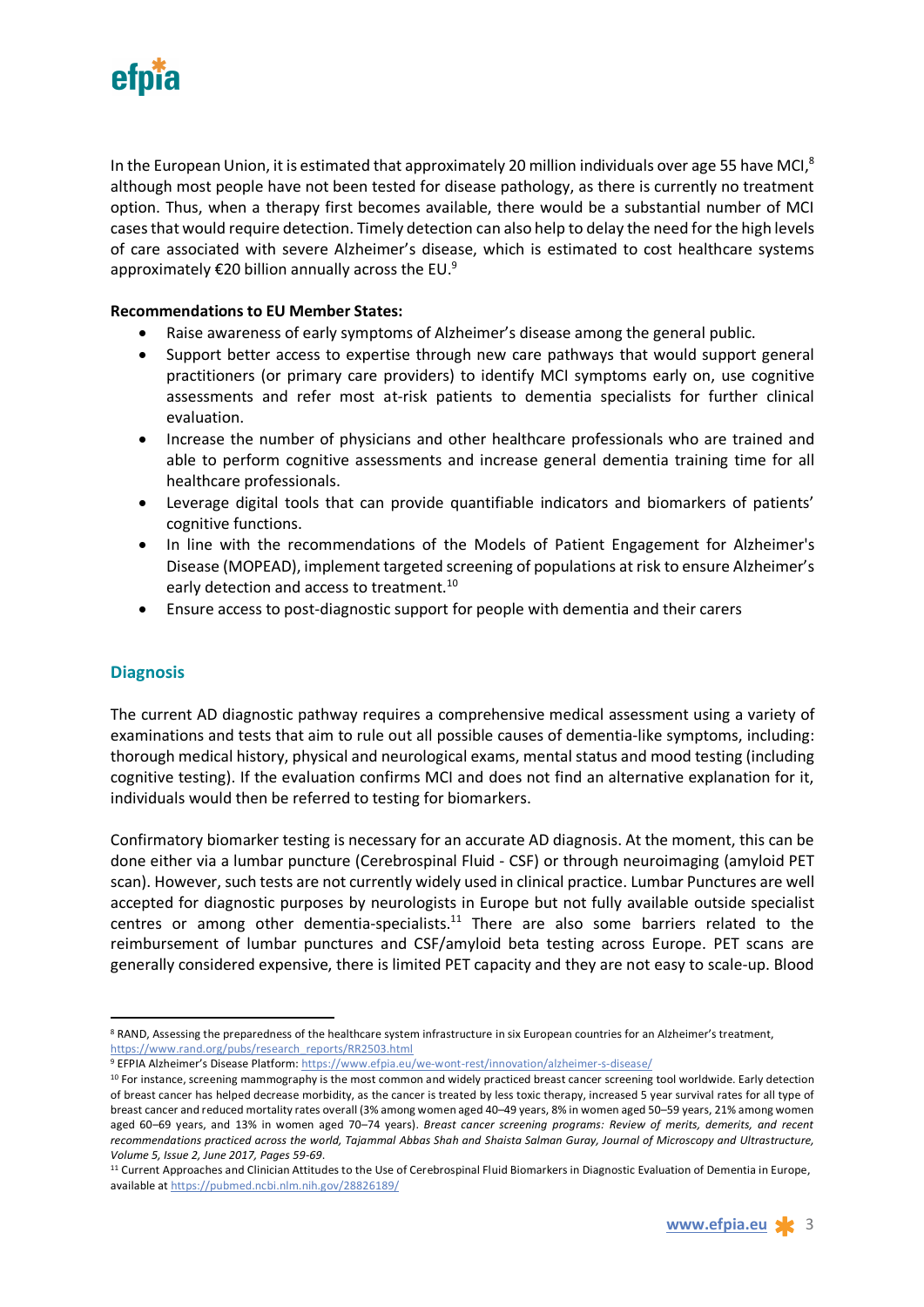In the European Union, it is estimated that approximately 20 million individuals over age 55 have MCI,[8] although most people have not been tested for disease pathology, as there is currently no treatment option. Thus, when a therapy first becomes available, there would be a substantial number of MCI cases that would require detection. Timely detection can also help to delay the need for the high levels of care associated with severe Alzheimer's disease, which is estimated to cost healthcare systems approximately €20 billion annually across the EU.[9]

**Recommendations to EU Member States:**

- Raise awareness of early symptoms of Alzheimer's disease among the general public.
- Support better access to expertise through new care pathways that would support general practitioners (or primary care providers) to identify MCI symptoms early on, use cognitive assessments and refer most at-risk patients to dementia specialists for further clinical evaluation.
- Increase the number of physicians and other healthcare professionals who are trained and able to perform cognitive assessments and increase general dementia training time for all healthcare professionals.
- Leverage digital tools that can provide quantifiable indicators and biomarkers of patients' cognitive functions.
- In line with the recommendations of the Models of Patient Engagement for Alzheimer's Disease (MOPEAD), implement targeted screening of populations at risk to ensure Alzheimer's early detection and access to treatment.[10]
- Ensure access to post-diagnostic support for people with dementia and their carers

## Diagnosis

The current AD diagnostic pathway requires a comprehensive medical assessment using a variety of examinations and tests that aim to rule out all possible causes of dementia-like symptoms, including: thorough medical history, physical and neurological exams, mental status and mood testing (including cognitive testing). If the evaluation confirms MCI and does not find an alternative explanation for it, individuals would then be referred to testing for biomarkers.

Confirmatory biomarker testing is necessary for an accurate AD diagnosis. At the moment, this can be done either via a lumbar puncture (Cerebrospinal Fluid - CSF) or through neuroimaging (amyloid PET scan). However, such tests are not currently widely used in clinical practice. Lumbar Punctures are well accepted for diagnostic purposes by neurologists in Europe but not fully available outside specialist centres or among other dementia-specialists.[11] There are also some barriers related to the reimbursement of lumbar punctures and CSF/amyloid beta testing across Europe. PET scans are generally considered expensive, there is limited PET capacity and they are not easy to scale-up. Blood

---

[8] RAND, Assessing the preparedness of the healthcare system infrastructure in six European countries for an Alzheimer's treatment, https://www.rand.org/pubs/research_reports/RR2503.html

[9] EFPIA Alzheimer's Disease Platform: https://www.efpia.eu/we-wont-rest/innovation/alzheimer-s-disease/

[10] For instance, screening mammography is the most common and widely practiced breast cancer screening tool worldwide. Early detection of breast cancer has helped decrease morbidity, as the cancer is treated by less toxic therapy, increased 5 year survival rates for all type of breast cancer and reduced mortality rates overall (3% among women aged 40–49 years, 8% in women aged 50–59 years, 21% among women aged 60–69 years, and 13% in women aged 70–74 years). *Breast cancer screening programs: Review of merits, demerits, and recent recommendations practiced across the world, Tajammal Abbas Shah and Shaista Salman Guray, Journal of Microscopy and Ultrastructure, Volume 5, Issue 2, June 2017, Pages 59-69*.

[11] Current Approaches and Clinician Attitudes to the Use of Cerebrospinal Fluid Biomarkers in Diagnostic Evaluation of Dementia in Europe, available at https://pubmed.ncbi.nlm.nih.gov/28826189/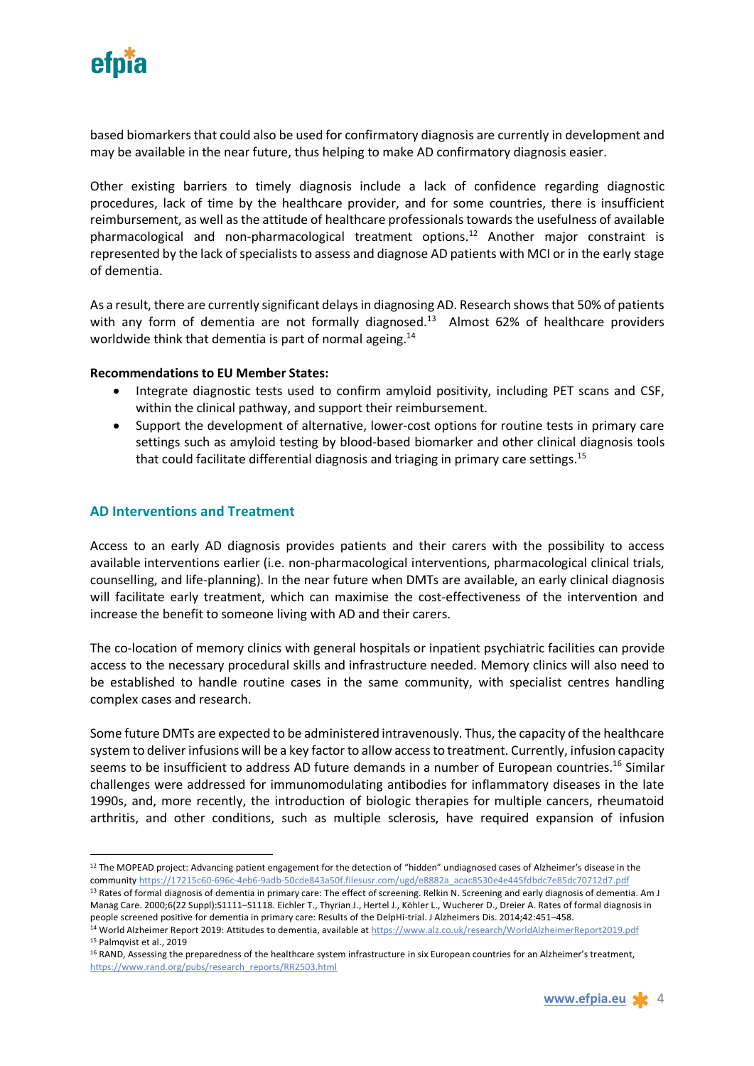based biomarkers that could also be used for confirmatory diagnosis are currently in development and may be available in the near future, thus helping to make AD confirmatory diagnosis easier.

Other existing barriers to timely diagnosis include a lack of confidence regarding diagnostic procedures, lack of time by the healthcare provider, and for some countries, there is insufficient reimbursement, as well as the attitude of healthcare professionals towards the usefulness of available pharmacological and non-pharmacological treatment options.[12] Another major constraint is represented by the lack of specialists to assess and diagnose AD patients with MCI or in the early stage of dementia.

As a result, there are currently significant delays in diagnosing AD. Research shows that 50% of patients with any form of dementia are not formally diagnosed.[13] Almost 62% of healthcare providers worldwide think that dementia is part of normal ageing.[14]

**Recommendations to EU Member States:**

- Integrate diagnostic tests used to confirm amyloid positivity, including PET scans and CSF, within the clinical pathway, and support their reimbursement.
- Support the development of alternative, lower-cost options for routine tests in primary care settings such as amyloid testing by blood-based biomarker and other clinical diagnosis tools that could facilitate differential diagnosis and triaging in primary care settings.[15]

## AD Interventions and Treatment

Access to an early AD diagnosis provides patients and their carers with the possibility to access available interventions earlier (i.e. non-pharmacological interventions, pharmacological clinical trials, counselling, and life-planning). In the near future when DMTs are available, an early clinical diagnosis will facilitate early treatment, which can maximise the cost-effectiveness of the intervention and increase the benefit to someone living with AD and their carers.

The co-location of memory clinics with general hospitals or inpatient psychiatric facilities can provide access to the necessary procedural skills and infrastructure needed. Memory clinics will also need to be established to handle routine cases in the same community, with specialist centres handling complex cases and research.

Some future DMTs are expected to be administered intravenously. Thus, the capacity of the healthcare system to deliver infusions will be a key factor to allow access to treatment. Currently, infusion capacity seems to be insufficient to address AD future demands in a number of European countries.[16] Similar challenges were addressed for immunomodulating antibodies for inflammatory diseases in the late 1990s, and, more recently, the introduction of biologic therapies for multiple cancers, rheumatoid arthritis, and other conditions, such as multiple sclerosis, have required expansion of infusion

---

[12] The MOPEAD project: Advancing patient engagement for the detection of "hidden" undiagnosed cases of Alzheimer's disease in the community https://17215c60-696c-4eb6-9adb-50cde843a50f.filesusr.com/ugd/e8882a_acac8530e4e445fdbdc7e85dc70712d7.pdf

[13] Rates of formal diagnosis of dementia in primary care: The effect of screening. Relkin N. Screening and early diagnosis of dementia. Am J Manag Care. 2000;6(22 Suppl):S1111–S1118. Eichler T., Thyrian J., Hertel J., Köhler L., Wucherer D., Dreier A. Rates of formal diagnosis in people screened positive for dementia in primary care: Results of the DelpHi-trial. J Alzheimers Dis. 2014;42:451–458.

[14] World Alzheimer Report 2019: Attitudes to dementia, available at https://www.alz.co.uk/research/WorldAlzheimerReport2019.pdf

[15] Palmqvist et al., 2019

[16] RAND, Assessing the preparedness of the healthcare system infrastructure in six European countries for an Alzheimer's treatment, https://www.rand.org/pubs/research_reports/RR2503.html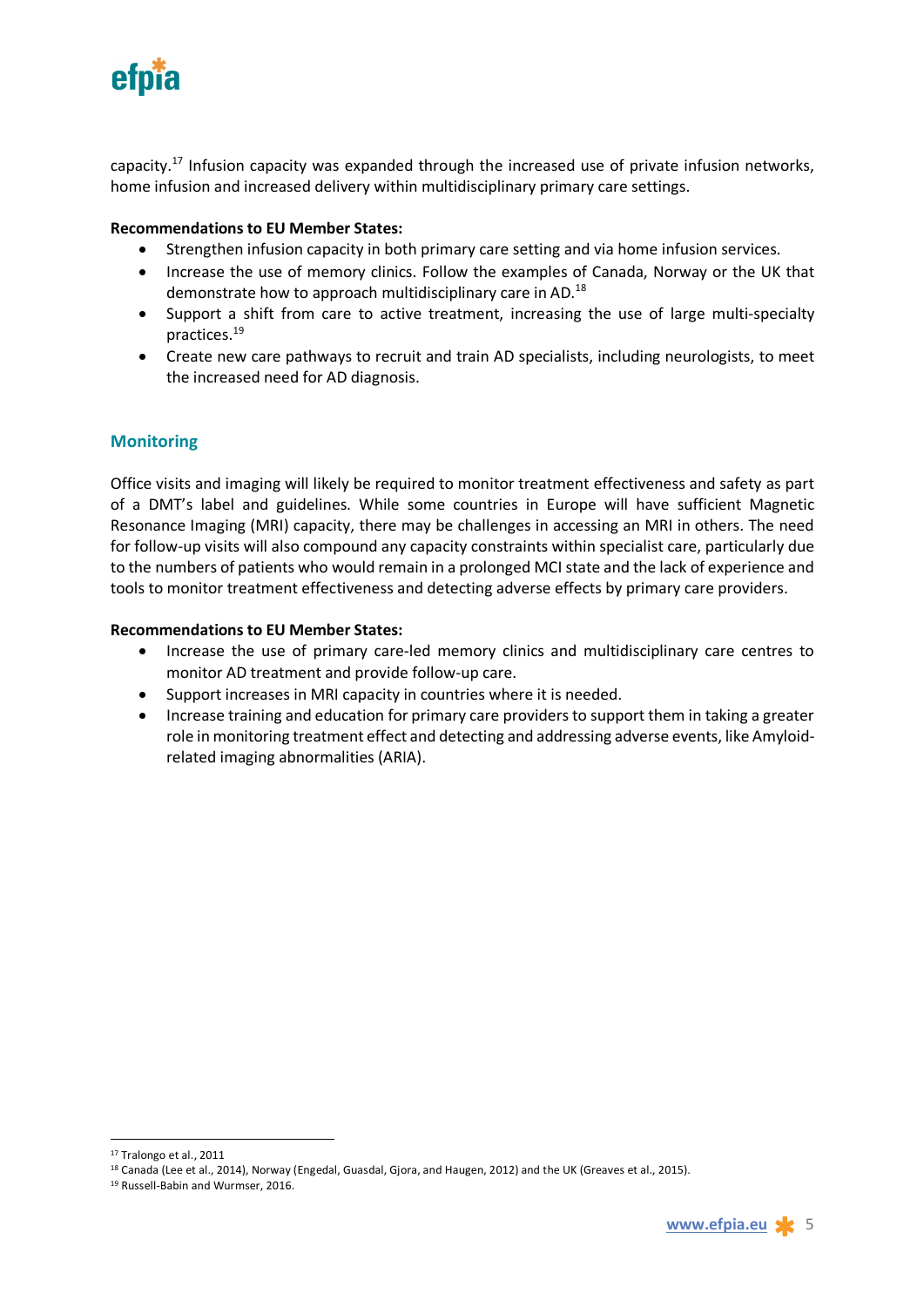capacity.[17] Infusion capacity was expanded through the increased use of private infusion networks, home infusion and increased delivery within multidisciplinary primary care settings.

**Recommendations to EU Member States:**

- Strengthen infusion capacity in both primary care setting and via home infusion services.
- Increase the use of memory clinics. Follow the examples of Canada, Norway or the UK that demonstrate how to approach multidisciplinary care in AD.[18]
- Support a shift from care to active treatment, increasing the use of large multi-specialty practices.[19]
- Create new care pathways to recruit and train AD specialists, including neurologists, to meet the increased need for AD diagnosis.

## Monitoring

Office visits and imaging will likely be required to monitor treatment effectiveness and safety as part of a DMT's label and guidelines. While some countries in Europe will have sufficient Magnetic Resonance Imaging (MRI) capacity, there may be challenges in accessing an MRI in others. The need for follow-up visits will also compound any capacity constraints within specialist care, particularly due to the numbers of patients who would remain in a prolonged MCI state and the lack of experience and tools to monitor treatment effectiveness and detecting adverse effects by primary care providers.

**Recommendations to EU Member States:**

- Increase the use of primary care-led memory clinics and multidisciplinary care centres to monitor AD treatment and provide follow-up care.
- Support increases in MRI capacity in countries where it is needed.
- Increase training and education for primary care providers to support them in taking a greater role in monitoring treatment effect and detecting and addressing adverse events, like Amyloid-related imaging abnormalities (ARIA).

---

[17] Tralongo et al., 2011

[18] Canada (Lee et al., 2014), Norway (Engedal, Guasdal, Gjora, and Haugen, 2012) and the UK (Greaves et al., 2015).

[19] Russell-Babin and Wurmser, 2016.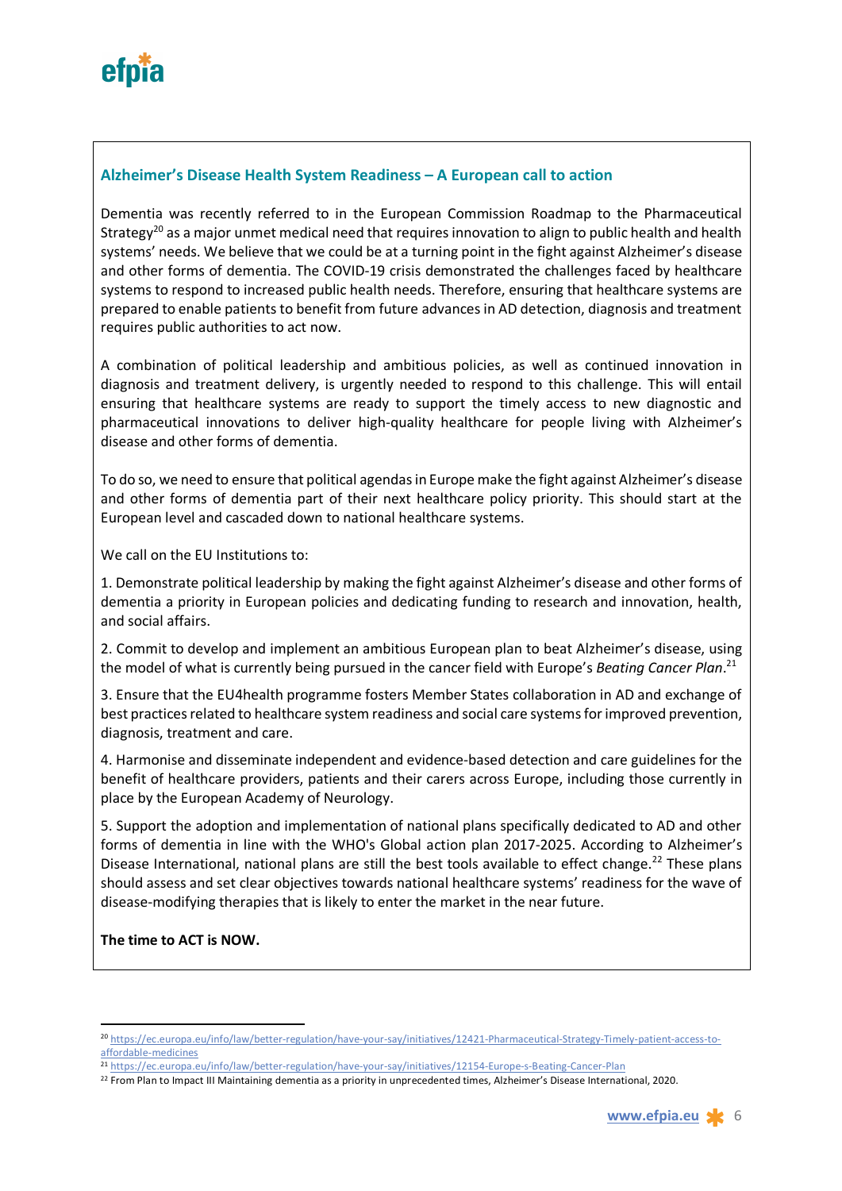## Alzheimer's Disease Health System Readiness – A European call to action

Dementia was recently referred to in the European Commission Roadmap to the Pharmaceutical Strategy[20] as a major unmet medical need that requires innovation to align to public health and health systems' needs. We believe that we could be at a turning point in the fight against Alzheimer's disease and other forms of dementia. The COVID-19 crisis demonstrated the challenges faced by healthcare systems to respond to increased public health needs. Therefore, ensuring that healthcare systems are prepared to enable patients to benefit from future advances in AD detection, diagnosis and treatment requires public authorities to act now.

A combination of political leadership and ambitious policies, as well as continued innovation in diagnosis and treatment delivery, is urgently needed to respond to this challenge. This will entail ensuring that healthcare systems are ready to support the timely access to new diagnostic and pharmaceutical innovations to deliver high-quality healthcare for people living with Alzheimer's disease and other forms of dementia.

To do so, we need to ensure that political agendas in Europe make the fight against Alzheimer's disease and other forms of dementia part of their next healthcare policy priority. This should start at the European level and cascaded down to national healthcare systems.

We call on the EU Institutions to:

1. Demonstrate political leadership by making the fight against Alzheimer's disease and other forms of dementia a priority in European policies and dedicating funding to research and innovation, health, and social affairs.

2. Commit to develop and implement an ambitious European plan to beat Alzheimer's disease, using the model of what is currently being pursued in the cancer field with Europe's *Beating Cancer Plan*.[21]

3. Ensure that the EU4health programme fosters Member States collaboration in AD and exchange of best practices related to healthcare system readiness and social care systems for improved prevention, diagnosis, treatment and care.

4. Harmonise and disseminate independent and evidence-based detection and care guidelines for the benefit of healthcare providers, patients and their carers across Europe, including those currently in place by the European Academy of Neurology.

5. Support the adoption and implementation of national plans specifically dedicated to AD and other forms of dementia in line with the WHO's Global action plan 2017-2025. According to Alzheimer's Disease International, national plans are still the best tools available to effect change.[22] These plans should assess and set clear objectives towards national healthcare systems' readiness for the wave of disease-modifying therapies that is likely to enter the market in the near future.

**The time to ACT is NOW.**

---

[20] https://ec.europa.eu/info/law/better-regulation/have-your-say/initiatives/12421-Pharmaceutical-Strategy-Timely-patient-access-to-affordable-medicines

[21] https://ec.europa.eu/info/law/better-regulation/have-your-say/initiatives/12154-Europe-s-Beating-Cancer-Plan

[22] From Plan to Impact III Maintaining dementia as a priority in unprecedented times, Alzheimer's Disease International, 2020.